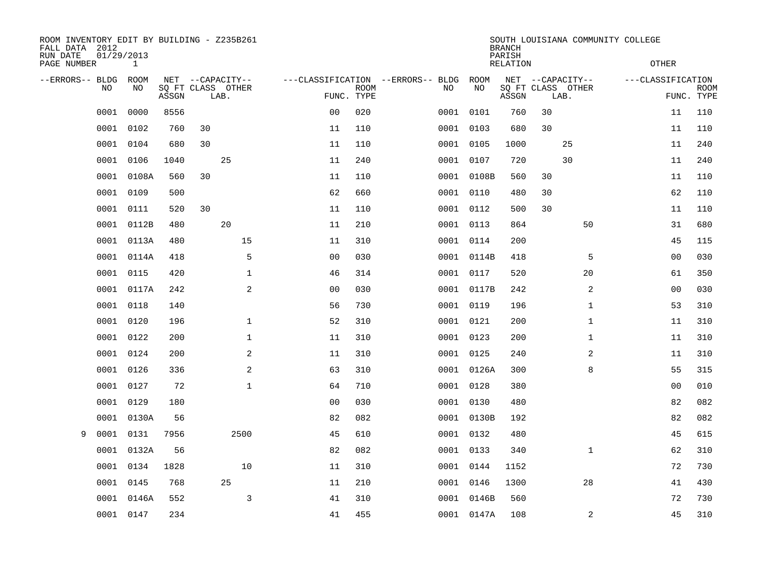ROOM INVENTORY EDIT BY BUILDING - Z235B261
FALL DATA 2012
RUN DATE 01/29/2013
PAGE NUMBER 1

SOUTH LOUISIANA COMMUNITY COLLEGE
BRANCH
PARISH
RELATION
OTHER

| --ERRORS-- | BLDG NO | ROOM NO | NET ASSGN SQ FT | CAPACITY CLASS | CAPACITY LAB. | CAPACITY OTHER | CLASSIFICATION FUNC. | ROOM TYPE | --ERRORS-- | BLDG NO | ROOM NO | NET ASSGN SQ FT | CAPACITY CLASS | CAPACITY LAB. | CAPACITY OTHER | CLASSIFICATION FUNC. | ROOM TYPE |
|---|---|---|---|---|---|---|---|---|---|---|---|---|---|---|---|---|---|
| | 0001 | 0000 | 8556 | | | | 00 | 020 | | 0001 | 0101 | 760 | 30 | | | 11 | 110 |
| | 0001 | 0102 | 760 | 30 | | | 11 | 110 | | 0001 | 0103 | 680 | 30 | | | 11 | 110 |
| | 0001 | 0104 | 680 | 30 | | | 11 | 110 | | 0001 | 0105 | 1000 | | 25 | | 11 | 240 |
| | 0001 | 0106 | 1040 | | 25 | | 11 | 240 | | 0001 | 0107 | 720 | | 30 | | 11 | 240 |
| | 0001 | 0108A | 560 | 30 | | | 11 | 110 | | 0001 | 0108B | 560 | 30 | | | 11 | 110 |
| | 0001 | 0109 | 500 | | | | 62 | 660 | | 0001 | 0110 | 480 | 30 | | | 62 | 110 |
| | 0001 | 0111 | 520 | 30 | | | 11 | 110 | | 0001 | 0112 | 500 | 30 | | | 11 | 110 |
| | 0001 | 0112B | 480 | | 20 | | 11 | 210 | | 0001 | 0113 | 864 | | | 50 | 31 | 680 |
| | 0001 | 0113A | 480 | | | 15 | 11 | 310 | | 0001 | 0114 | 200 | | | | 45 | 115 |
| | 0001 | 0114A | 418 | | | 5 | 00 | 030 | | 0001 | 0114B | 418 | | | 5 | 00 | 030 |
| | 0001 | 0115 | 420 | | | 1 | 46 | 314 | | 0001 | 0117 | 520 | | | 20 | 61 | 350 |
| | 0001 | 0117A | 242 | | | 2 | 00 | 030 | | 0001 | 0117B | 242 | | | 2 | 00 | 030 |
| | 0001 | 0118 | 140 | | | | 56 | 730 | | 0001 | 0119 | 196 | | | 1 | 53 | 310 |
| | 0001 | 0120 | 196 | | | 1 | 52 | 310 | | 0001 | 0121 | 200 | | | 1 | 11 | 310 |
| | 0001 | 0122 | 200 | | | 1 | 11 | 310 | | 0001 | 0123 | 200 | | | 1 | 11 | 310 |
| | 0001 | 0124 | 200 | | | 2 | 11 | 310 | | 0001 | 0125 | 240 | | | 2 | 11 | 310 |
| | 0001 | 0126 | 336 | | | 2 | 63 | 310 | | 0001 | 0126A | 300 | | | 8 | 55 | 315 |
| | 0001 | 0127 | 72 | | | 1 | 64 | 710 | | 0001 | 0128 | 380 | | | | 00 | 010 |
| | 0001 | 0129 | 180 | | | | 00 | 030 | | 0001 | 0130 | 480 | | | | 82 | 082 |
| | 0001 | 0130A | 56 | | | | 82 | 082 | | 0001 | 0130B | 192 | | | | 82 | 082 |
| 9 | 0001 | 0131 | 7956 | | | 2500 | 45 | 610 | | 0001 | 0132 | 480 | | | | 45 | 615 |
| | 0001 | 0132A | 56 | | | | 82 | 082 | | 0001 | 0133 | 340 | | | 1 | 62 | 310 |
| | 0001 | 0134 | 1828 | | | 10 | 11 | 310 | | 0001 | 0144 | 1152 | | | | 72 | 730 |
| | 0001 | 0145 | 768 | | 25 | | 11 | 210 | | 0001 | 0146 | 1300 | | | 28 | 41 | 430 |
| | 0001 | 0146A | 552 | | | 3 | 41 | 310 | | 0001 | 0146B | 560 | | | | 72 | 730 |
| | 0001 | 0147 | 234 | | | | 41 | 455 | | 0001 | 0147A | 108 | | | 2 | 45 | 310 |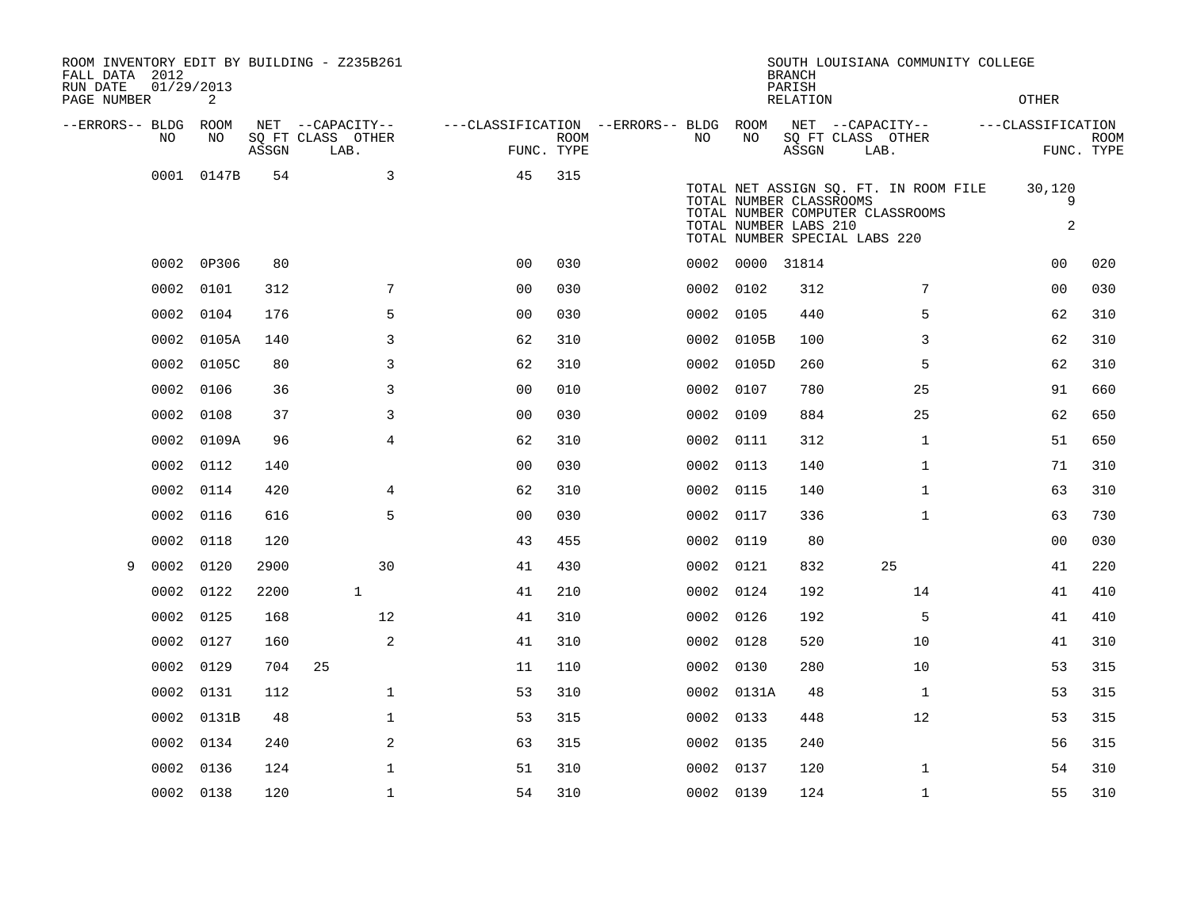ROOM INVENTORY EDIT BY BUILDING - Z235B261
FALL DATA 2012
RUN DATE 01/29/2013

SOUTH LOUISIANA COMMUNITY COLLEGE
BRANCH
PARISH
RELATION
OTHER

| --ERRORS-- | BLDG NO | ROOM NO | NET SQ FT ASSGN | --CAPACITY-- CLASS | LAB. | OTHER | ---CLASSIFICATION FUNC. | ROOM TYPE | --ERRORS-- | BLDG NO | ROOM NO | NET SQ FT ASSGN | --CAPACITY-- CLASS | LAB. | OTHER | ---CLASSIFICATION FUNC. | ROOM TYPE |
|---|---|---|---|---|---|---|---|---|---|---|---|---|---|---|---|---|---|
| | 0001 | 0147B | 54 | | | 3 | 45 | 315 | | | | | | | | | |
| | 0002 | 0P306 | 80 | | | | 00 | 030 | | 0002 | 0000 | 31814 | | | | 00 | 020 |
| | 0002 | 0101 | 312 | | | 7 | 00 | 030 | | 0002 | 0102 | 312 | | | 7 | 00 | 030 |
| | 0002 | 0104 | 176 | | | 5 | 00 | 030 | | 0002 | 0105 | 440 | | | 5 | 62 | 310 |
| | 0002 | 0105A | 140 | | | 3 | 62 | 310 | | 0002 | 0105B | 100 | | | 3 | 62 | 310 |
| | 0002 | 0105C | 80 | | | 3 | 62 | 310 | | 0002 | 0105D | 260 | | | 5 | 62 | 310 |
| | 0002 | 0106 | 36 | | | 3 | 00 | 010 | | 0002 | 0107 | 780 | | | 25 | 91 | 660 |
| | 0002 | 0108 | 37 | | | 3 | 00 | 030 | | 0002 | 0109 | 884 | | | 25 | 62 | 650 |
| | 0002 | 0109A | 96 | | | 4 | 62 | 310 | | 0002 | 0111 | 312 | | | 1 | 51 | 650 |
| | 0002 | 0112 | 140 | | | | 00 | 030 | | 0002 | 0113 | 140 | | | 1 | 71 | 310 |
| | 0002 | 0114 | 420 | | | 4 | 62 | 310 | | 0002 | 0115 | 140 | | | 1 | 63 | 310 |
| | 0002 | 0116 | 616 | | | 5 | 00 | 030 | | 0002 | 0117 | 336 | | | 1 | 63 | 730 |
| | 0002 | 0118 | 120 | | | | 43 | 455 | | 0002 | 0119 | 80 | | | | 00 | 030 |
| 9 | 0002 | 0120 | 2900 | | | 30 | 41 | 430 | | 0002 | 0121 | 832 | | 25 | | 41 | 220 |
| | 0002 | 0122 | 2200 | | 1 | | 41 | 210 | | 0002 | 0124 | 192 | | | 14 | 41 | 410 |
| | 0002 | 0125 | 168 | | | 12 | 41 | 310 | | 0002 | 0126 | 192 | | | 5 | 41 | 410 |
| | 0002 | 0127 | 160 | | | 2 | 41 | 310 | | 0002 | 0128 | 520 | | | 10 | 41 | 310 |
| | 0002 | 0129 | 704 | 25 | | | 11 | 110 | | 0002 | 0130 | 280 | | | 10 | 53 | 315 |
| | 0002 | 0131 | 112 | | | 1 | 53 | 310 | | 0002 | 0131A | 48 | | | 1 | 53 | 315 |
| | 0002 | 0131B | 48 | | | 1 | 53 | 315 | | 0002 | 0133 | 448 | | | 12 | 53 | 315 |
| | 0002 | 0134 | 240 | | | 2 | 63 | 315 | | 0002 | 0135 | 240 | | | | 56 | 315 |
| | 0002 | 0136 | 124 | | | 1 | 51 | 310 | | 0002 | 0137 | 120 | | | 1 | 54 | 310 |
| | 0002 | 0138 | 120 | | | 1 | 54 | 310 | | 0002 | 0139 | 124 | | | 1 | 55 | 310 |

TOTAL NET ASSIGN SQ. FT. IN ROOM FILE 30,120
TOTAL NUMBER CLASSROOMS 9
TOTAL NUMBER COMPUTER CLASSROOMS
TOTAL NUMBER LABS 210 2
TOTAL NUMBER SPECIAL LABS 220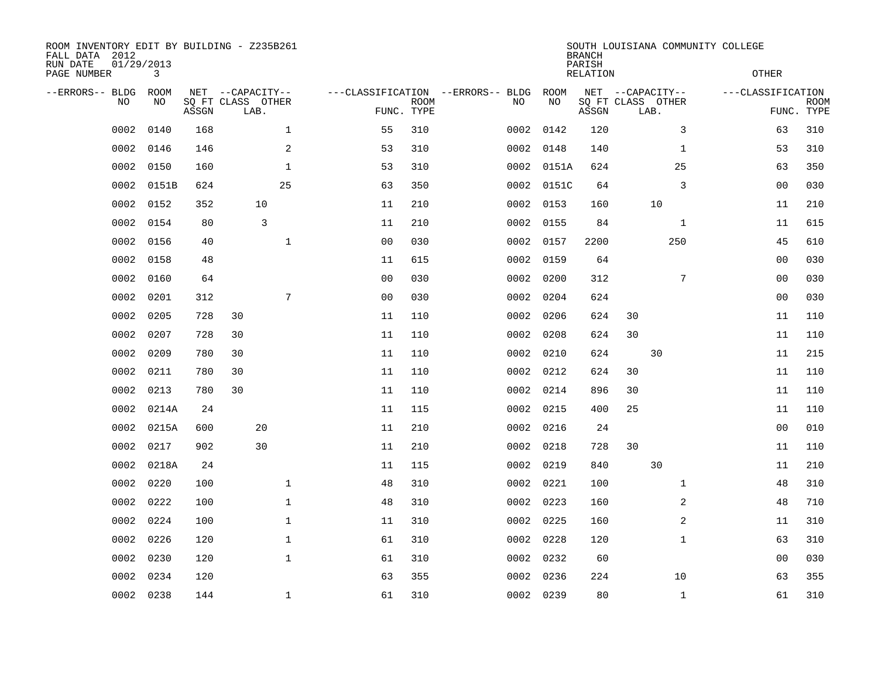ROOM INVENTORY EDIT BY BUILDING - Z235B261
FALL DATA 2012
RUN DATE 01/29/2013

SOUTH LOUISIANA COMMUNITY COLLEGE
BRANCH
PARISH
RELATION
OTHER

| --ERRORS-- | BLDG NO | ROOM NO | NET SQ FT ASSGN | --CAPACITY-- CLASS | LAB. | OTHER | ---CLASSIFICATION FUNC. | ROOM TYPE | --ERRORS-- | BLDG NO | ROOM NO | NET SQ FT ASSGN | --CAPACITY-- CLASS | LAB. | OTHER | ---CLASSIFICATION FUNC. | ROOM TYPE |
|---|---|---|---|---|---|---|---|---|---|---|---|---|---|---|---|---|---|
| | 0002 | 0140 | 168 | | | 1 | 55 | 310 | | 0002 | 0142 | 120 | | | 3 | 63 | 310 |
| | 0002 | 0146 | 146 | | | 2 | 53 | 310 | | 0002 | 0148 | 140 | | | 1 | 53 | 310 |
| | 0002 | 0150 | 160 | | | 1 | 53 | 310 | | 0002 | 0151A | 624 | | | 25 | 63 | 350 |
| | 0002 | 0151B | 624 | | | 25 | 63 | 350 | | 0002 | 0151C | 64 | | | 3 | 00 | 030 |
| | 0002 | 0152 | 352 | | 10 | | 11 | 210 | | 0002 | 0153 | 160 | | 10 | | 11 | 210 |
| | 0002 | 0154 | 80 | | 3 | | 11 | 210 | | 0002 | 0155 | 84 | | | 1 | 11 | 615 |
| | 0002 | 0156 | 40 | | | 1 | 00 | 030 | | 0002 | 0157 | 2200 | | | 250 | 45 | 610 |
| | 0002 | 0158 | 48 | | | | 11 | 615 | | 0002 | 0159 | 64 | | | | 00 | 030 |
| | 0002 | 0160 | 64 | | | | 00 | 030 | | 0002 | 0200 | 312 | | | 7 | 00 | 030 |
| | 0002 | 0201 | 312 | | | 7 | 00 | 030 | | 0002 | 0204 | 624 | | | | 00 | 030 |
| | 0002 | 0205 | 728 | 30 | | | 11 | 110 | | 0002 | 0206 | 624 | 30 | | | 11 | 110 |
| | 0002 | 0207 | 728 | 30 | | | 11 | 110 | | 0002 | 0208 | 624 | 30 | | | 11 | 110 |
| | 0002 | 0209 | 780 | 30 | | | 11 | 110 | | 0002 | 0210 | 624 | | 30 | | 11 | 215 |
| | 0002 | 0211 | 780 | 30 | | | 11 | 110 | | 0002 | 0212 | 624 | 30 | | | 11 | 110 |
| | 0002 | 0213 | 780 | 30 | | | 11 | 110 | | 0002 | 0214 | 896 | 30 | | | 11 | 110 |
| | 0002 | 0214A | 24 | | | | 11 | 115 | | 0002 | 0215 | 400 | 25 | | | 11 | 110 |
| | 0002 | 0215A | 600 | | 20 | | 11 | 210 | | 0002 | 0216 | 24 | | | | 00 | 010 |
| | 0002 | 0217 | 902 | | 30 | | 11 | 210 | | 0002 | 0218 | 728 | 30 | | | 11 | 110 |
| | 0002 | 0218A | 24 | | | | 11 | 115 | | 0002 | 0219 | 840 | | 30 | | 11 | 210 |
| | 0002 | 0220 | 100 | | | 1 | 48 | 310 | | 0002 | 0221 | 100 | | | 1 | 48 | 310 |
| | 0002 | 0222 | 100 | | | 1 | 48 | 310 | | 0002 | 0223 | 160 | | | 2 | 48 | 710 |
| | 0002 | 0224 | 100 | | | 1 | 11 | 310 | | 0002 | 0225 | 160 | | | 2 | 11 | 310 |
| | 0002 | 0226 | 120 | | | 1 | 61 | 310 | | 0002 | 0228 | 120 | | | 1 | 63 | 310 |
| | 0002 | 0230 | 120 | | | 1 | 61 | 310 | | 0002 | 0232 | 60 | | | | 00 | 030 |
| | 0002 | 0234 | 120 | | | | 63 | 355 | | 0002 | 0236 | 224 | | | 10 | 63 | 355 |
| | 0002 | 0238 | 144 | | | 1 | 61 | 310 | | 0002 | 0239 | 80 | | | 1 | 61 | 310 |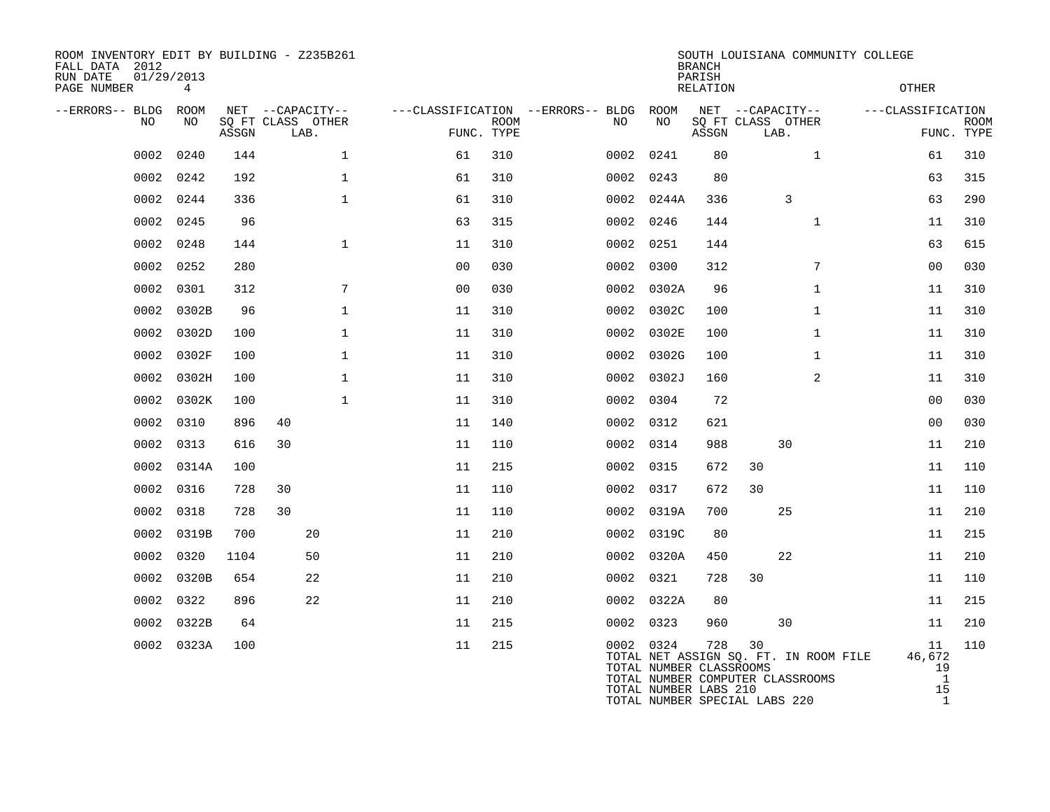ROOM INVENTORY EDIT BY BUILDING - Z235B261
FALL DATA 2012
RUN DATE 01/29/2013
PAGE NUMBER 4

SOUTH LOUISIANA COMMUNITY COLLEGE
BRANCH
PARISH
RELATION
OTHER

| --ERRORS-- | BLDG NO | ROOM NO | NET SQ FT ASSGN | CAPACITY CLASS | CAPACITY LAB. | CAPACITY OTHER | CLASSIFICATION FUNC. | ROOM TYPE | --ERRORS-- | BLDG NO | ROOM NO | NET SQ FT ASSGN | CAPACITY CLASS | CAPACITY LAB. | CAPACITY OTHER | CLASSIFICATION FUNC. | ROOM TYPE |
|---|---|---|---|---|---|---|---|---|---|---|---|---|---|---|---|---|---|
| | 0002 | 0240 | 144 | | | 1 | 61 | 310 | | 0002 | 0241 | 80 | | | 1 | 61 | 310 |
| | 0002 | 0242 | 192 | | | 1 | 61 | 310 | | 0002 | 0243 | 80 | | | | 63 | 315 |
| | 0002 | 0244 | 336 | | | 1 | 61 | 310 | | 0002 | 0244A | 336 | | 3 | | 63 | 290 |
| | 0002 | 0245 | 96 | | | | 63 | 315 | | 0002 | 0246 | 144 | | | 1 | 11 | 310 |
| | 0002 | 0248 | 144 | | | 1 | 11 | 310 | | 0002 | 0251 | 144 | | | | 63 | 615 |
| | 0002 | 0252 | 280 | | | | 00 | 030 | | 0002 | 0300 | 312 | | | 7 | 00 | 030 |
| | 0002 | 0301 | 312 | | | 7 | 00 | 030 | | 0002 | 0302A | 96 | | | 1 | 11 | 310 |
| | 0002 | 0302B | 96 | | | 1 | 11 | 310 | | 0002 | 0302C | 100 | | | 1 | 11 | 310 |
| | 0002 | 0302D | 100 | | | 1 | 11 | 310 | | 0002 | 0302E | 100 | | | 1 | 11 | 310 |
| | 0002 | 0302F | 100 | | | 1 | 11 | 310 | | 0002 | 0302G | 100 | | | 1 | 11 | 310 |
| | 0002 | 0302H | 100 | | | 1 | 11 | 310 | | 0002 | 0302J | 160 | | | 2 | 11 | 310 |
| | 0002 | 0302K | 100 | | | 1 | 11 | 310 | | 0002 | 0304 | 72 | | | | 00 | 030 |
| | 0002 | 0310 | 896 | 40 | | | 11 | 140 | | 0002 | 0312 | 621 | | | | 00 | 030 |
| | 0002 | 0313 | 616 | 30 | | | 11 | 110 | | 0002 | 0314 | 988 | | 30 | | 11 | 210 |
| | 0002 | 0314A | 100 | | | | 11 | 215 | | 0002 | 0315 | 672 | 30 | | | 11 | 110 |
| | 0002 | 0316 | 728 | 30 | | | 11 | 110 | | 0002 | 0317 | 672 | 30 | | | 11 | 110 |
| | 0002 | 0318 | 728 | 30 | | | 11 | 110 | | 0002 | 0319A | 700 | | 25 | | 11 | 210 |
| | 0002 | 0319B | 700 | | 20 | | 11 | 210 | | 0002 | 0319C | 80 | | | | 11 | 215 |
| | 0002 | 0320 | 1104 | | 50 | | 11 | 210 | | 0002 | 0320A | 450 | | 22 | | 11 | 210 |
| | 0002 | 0320B | 654 | | 22 | | 11 | 210 | | 0002 | 0321 | 728 | 30 | | | 11 | 110 |
| | 0002 | 0322 | 896 | | 22 | | 11 | 210 | | 0002 | 0322A | 80 | | | | 11 | 215 |
| | 0002 | 0322B | 64 | | | | 11 | 215 | | 0002 | 0323 | 960 | | 30 | | 11 | 210 |
| | 0002 | 0323A | 100 | | | | 11 | 215 | | 0002 | 0324 | 728 | 30 | | | 11 | 110 |

| | |
|---|---|
| TOTAL NET ASSIGN SQ. FT. IN ROOM FILE | 46,672 |
| TOTAL NUMBER CLASSROOMS | 19 |
| TOTAL NUMBER COMPUTER CLASSROOMS | 1 |
| TOTAL NUMBER LABS 210 | 15 |
| TOTAL NUMBER SPECIAL LABS 220 | 1 |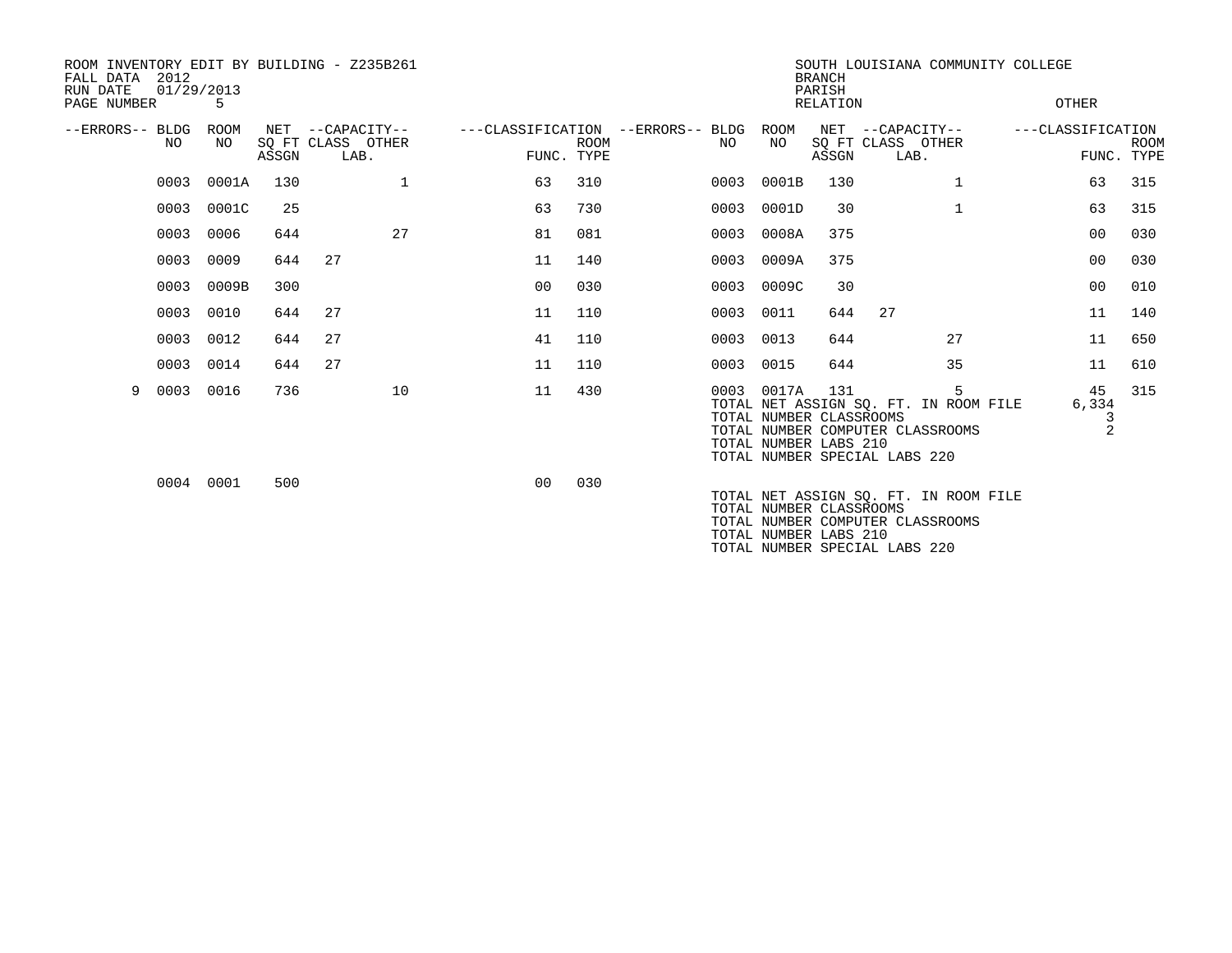ROOM INVENTORY EDIT BY BUILDING - Z235B261
FALL DATA 2012
RUN DATE 01/29/2013
PAGE NUMBER 5

SOUTH LOUISIANA COMMUNITY COLLEGE
BRANCH
PARISH
RELATION
OTHER

| --ERRORS-- | BLDG NO | ROOM NO | NET SQ FT ASSGN | --CAPACITY-- CLASS | LAB. | OTHER | ---CLASSIFICATION FUNC. | ROOM TYPE | --ERRORS-- | BLDG NO | ROOM NO | NET SQ FT ASSGN | --CAPACITY-- CLASS | LAB. | OTHER | ---CLASSIFICATION FUNC. | ROOM TYPE |
|---|---|---|---|---|---|---|---|---|---|---|---|---|---|---|---|---|---|
| | 0003 | 0001A | 130 | | | 1 | 63 | 310 | | 0003 | 0001B | 130 | | | 1 | 63 | 315 |
| | 0003 | 0001C | 25 | | | | 63 | 730 | | 0003 | 0001D | 30 | | | 1 | 63 | 315 |
| | 0003 | 0006 | 644 | | | 27 | 81 | 081 | | 0003 | 0008A | 375 | | | | 00 | 030 |
| | 0003 | 0009 | 644 | 27 | | | 11 | 140 | | 0003 | 0009A | 375 | | | | 00 | 030 |
| | 0003 | 0009B | 300 | | | | 00 | 030 | | 0003 | 0009C | 30 | | | | 00 | 010 |
| | 0003 | 0010 | 644 | 27 | | | 11 | 110 | | 0003 | 0011 | 644 | 27 | | | 11 | 140 |
| | 0003 | 0012 | 644 | 27 | | | 41 | 110 | | 0003 | 0013 | 644 | | | 27 | 11 | 650 |
| | 0003 | 0014 | 644 | 27 | | | 11 | 110 | | 0003 | 0015 | 644 | | | 35 | 11 | 610 |
| 9 | 0003 | 0016 | 736 | | | 10 | 11 | 430 | | 0003 | 0017A | 131 | | | 5 | 45 | 315 |

TOTAL NET ASSIGN SQ. FT. IN ROOM FILE 6,334
TOTAL NUMBER CLASSROOMS 3
TOTAL NUMBER COMPUTER CLASSROOMS 2
TOTAL NUMBER LABS 210
TOTAL NUMBER SPECIAL LABS 220

| --ERRORS-- | BLDG NO | ROOM NO | NET SQ FT ASSGN | --CAPACITY-- CLASS | LAB. | OTHER | ---CLASSIFICATION FUNC. | ROOM TYPE |
|---|---|---|---|---|---|---|---|---|
| | 0004 | 0001 | 500 | | | | 00 | 030 |

TOTAL NET ASSIGN SQ. FT. IN ROOM FILE
TOTAL NUMBER CLASSROOMS
TOTAL NUMBER COMPUTER CLASSROOMS
TOTAL NUMBER LABS 210
TOTAL NUMBER SPECIAL LABS 220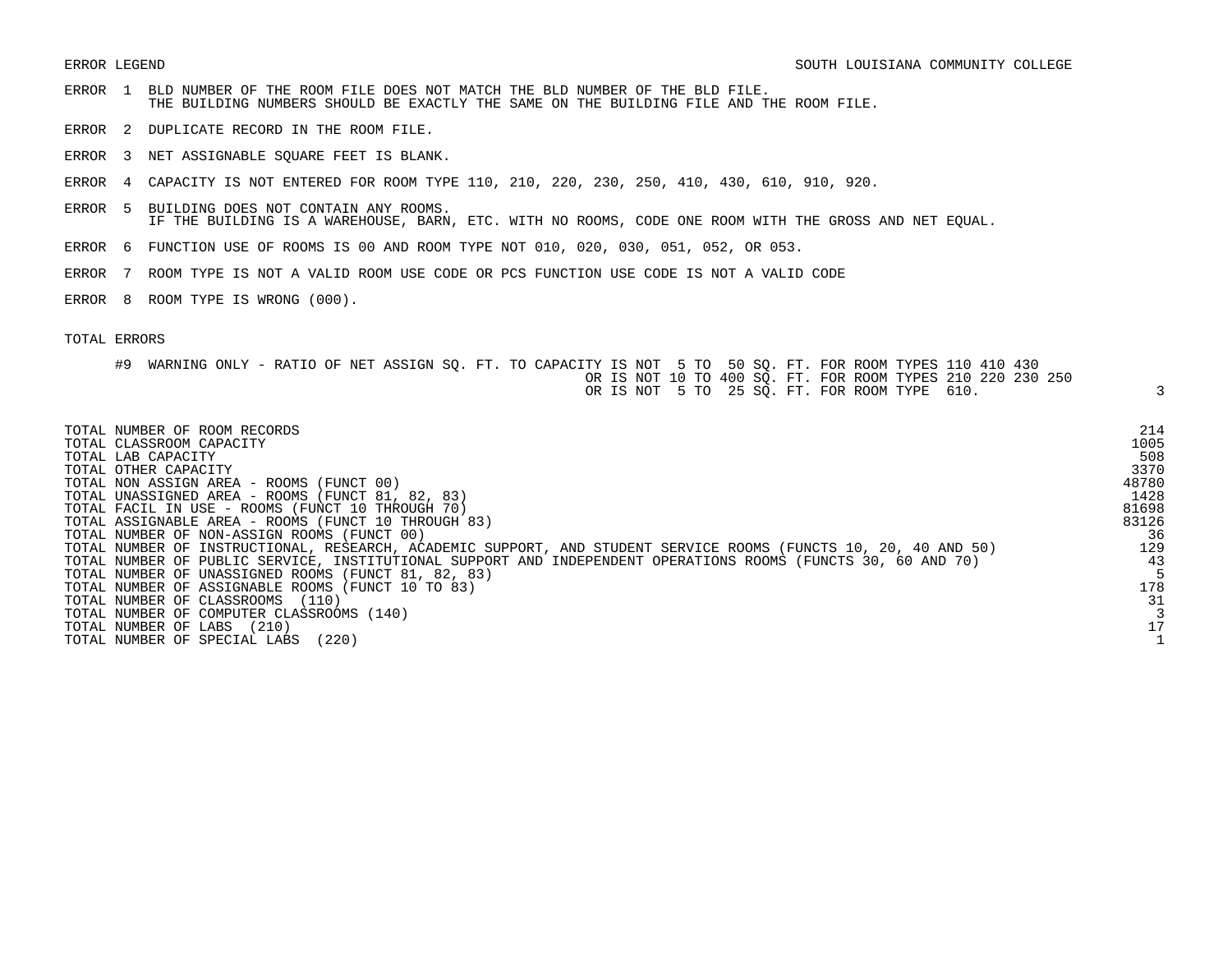ERROR LEGEND

SOUTH LOUISIANA COMMUNITY COLLEGE

ERROR 1 BLD NUMBER OF THE ROOM FILE DOES NOT MATCH THE BLD NUMBER OF THE BLD FILE.
THE BUILDING NUMBERS SHOULD BE EXACTLY THE SAME ON THE BUILDING FILE AND THE ROOM FILE.

ERROR 2 DUPLICATE RECORD IN THE ROOM FILE.

ERROR 3 NET ASSIGNABLE SQUARE FEET IS BLANK.

ERROR 4 CAPACITY IS NOT ENTERED FOR ROOM TYPE 110, 210, 220, 230, 250, 410, 430, 610, 910, 920.

ERROR 5 BUILDING DOES NOT CONTAIN ANY ROOMS.
IF THE BUILDING IS A WAREHOUSE, BARN, ETC. WITH NO ROOMS, CODE ONE ROOM WITH THE GROSS AND NET EQUAL.

ERROR 6 FUNCTION USE OF ROOMS IS 00 AND ROOM TYPE NOT 010, 020, 030, 051, 052, OR 053.

ERROR 7 ROOM TYPE IS NOT A VALID ROOM USE CODE OR PCS FUNCTION USE CODE IS NOT A VALID CODE

ERROR 8 ROOM TYPE IS WRONG (000).

TOTAL ERRORS

#9 WARNING ONLY - RATIO OF NET ASSIGN SQ. FT. TO CAPACITY IS NOT 5 TO 50 SQ. FT. FOR ROOM TYPES 110 410 430
OR IS NOT 10 TO 400 SQ. FT. FOR ROOM TYPES 210 220 230 250
OR IS NOT 5 TO 25 SQ. FT. FOR ROOM TYPE 610. 3

| | |
|---|---|
| TOTAL NUMBER OF ROOM RECORDS | 214 |
| TOTAL CLASSROOM CAPACITY | 1005 |
| TOTAL LAB CAPACITY | 508 |
| TOTAL OTHER CAPACITY | 3370 |
| TOTAL NON ASSIGN AREA - ROOMS (FUNCT 00) | 48780 |
| TOTAL UNASSIGNED AREA - ROOMS (FUNCT 81, 82, 83) | 1428 |
| TOTAL FACIL IN USE - ROOMS (FUNCT 10 THROUGH 70) | 81698 |
| TOTAL ASSIGNABLE AREA - ROOMS (FUNCT 10 THROUGH 83) | 83126 |
| TOTAL NUMBER OF NON-ASSIGN ROOMS (FUNCT 00) | 36 |
| TOTAL NUMBER OF INSTRUCTIONAL, RESEARCH, ACADEMIC SUPPORT, AND STUDENT SERVICE ROOMS (FUNCTS 10, 20, 40 AND 50) | 129 |
| TOTAL NUMBER OF PUBLIC SERVICE, INSTITUTIONAL SUPPORT AND INDEPENDENT OPERATIONS ROOMS (FUNCTS 30, 60 AND 70) | 43 |
| TOTAL NUMBER OF UNASSIGNED ROOMS (FUNCT 81, 82, 83) | 5 |
| TOTAL NUMBER OF ASSIGNABLE ROOMS (FUNCT 10 TO 83) | 178 |
| TOTAL NUMBER OF CLASSROOMS (110) | 31 |
| TOTAL NUMBER OF COMPUTER CLASSROOMS (140) | 3 |
| TOTAL NUMBER OF LABS (210) | 17 |
| TOTAL NUMBER OF SPECIAL LABS (220) | 1 |